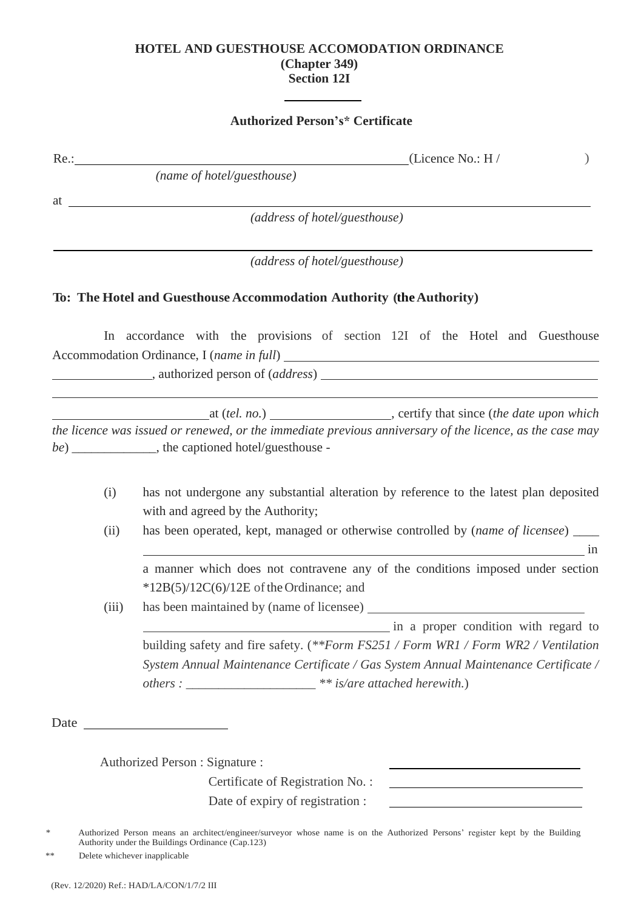**HOTEL AND GUESTHOUSE ACCOMODATION ORDINANCE**
**(Chapter 349)**
**Section 12I**

---

**Authorized Person's* Certificate**

Re.:\_\_\_\_\_\_\_\_\_\_\_\_\_\_\_\_\_\_\_\_\_\_\_\_\_\_\_\_\_\_\_\_\_\_\_\_\_\_\_\_\_\_\_\_\_\_\_\_(Licence No.: H / )
*(name of hotel/guesthouse)*

at \_\_\_\_\_\_\_\_\_\_\_\_\_\_\_\_\_\_\_\_\_\_\_\_\_\_\_\_\_\_\_\_\_\_\_\_\_\_\_\_\_\_\_\_\_\_\_\_\_\_\_\_\_\_\_\_\_\_\_\_\_\_\_\_\_\_\_\_\_\_
*(address of hotel/guesthouse)*

\_\_\_\_\_\_\_\_\_\_\_\_\_\_\_\_\_\_\_\_\_\_\_\_\_\_\_\_\_\_\_\_\_\_\_\_\_\_\_\_\_\_\_\_\_\_\_\_\_\_\_\_\_\_\_\_\_\_\_\_\_\_\_\_\_\_\_\_\_\_\_\_\_\_
*(address of hotel/guesthouse)*

**To: The Hotel and Guesthouse Accommodation Authority (the Authority)**

In accordance with the provisions of section 12I of the Hotel and Guesthouse Accommodation Ordinance, I (*name in full*) \_\_\_\_\_\_\_\_\_\_\_\_\_\_\_\_\_\_\_\_\_\_\_\_\_\_\_\_\_\_\_\_\_\_\_\_\_\_\_\_\_\_\_\_\_\_\_\_\_\_\_\_\_\_\_\_\_\_\_\_\_\_\_\_, authorized person of (*address*) \_\_\_\_\_\_\_\_\_\_\_\_\_\_\_\_\_\_\_\_\_\_\_\_\_\_\_\_\_\_\_\_\_\_\_\_\_\_\_\_\_\_\_\_\_\_\_\_\_\_\_\_\_\_\_\_\_\_\_\_\_\_\_\_\_\_\_\_\_\_\_\_\_\_\_\_\_\_\_\_\_\_\_\_\_\_at (*tel. no.*) \_\_\_\_\_\_\_\_\_\_\_\_\_\_\_\_\_\_, certify that since (*the date upon which the licence was issued or renewed, or the immediate previous anniversary of the licence, as the case may be*) \_\_\_\_\_\_\_\_\_\_\_\_\_, the captioned hotel/guesthouse -

(i) has not undergone any substantial alteration by reference to the latest plan deposited with and agreed by the Authority;

(ii) has been operated, kept, managed or otherwise controlled by (*name of licensee*) \_\_\_\_\_\_\_\_\_\_\_\_\_\_\_\_\_\_\_\_\_\_\_\_\_\_\_\_\_\_\_\_\_\_\_\_\_\_\_\_\_\_\_\_\_\_\_\_\_\_\_\_\_\_\_\_\_\_\_\_\_\_\_\_\_\_\_ in a manner which does not contravene any of the conditions imposed under section *12B(5)/12C(6)/12E of the Ordinance; and

(iii) has been maintained by (name of licensee) \_\_\_\_\_\_\_\_\_\_\_\_\_\_\_\_\_\_\_\_\_\_\_\_\_\_\_\_\_\_\_\_\_\_\_\_\_\_\_\_\_\_\_\_\_\_\_\_\_\_\_\_\_\_\_\_\_\_\_\_\_\_\_\_\_\_\_\_\_\_ in a proper condition with regard to building safety and fire safety. (*\*\*Form FS251 / Form WR1 / Form WR2 / Ventilation System Annual Maintenance Certificate / Gas System Annual Maintenance Certificate / others : \_\_\_\_\_\_\_\_\_\_\_\_\_\_\_\_\_\_\_ \*\* is/are attached herewith.*)

Date \_\_\_\_\_\_\_\_\_\_\_\_\_\_\_\_\_\_\_\_\_\_

Authorized Person : Signature : \_\_\_\_\_\_\_\_\_\_\_\_\_\_\_\_\_\_\_\_\_\_\_\_\_\_\_\_\_\_

Certificate of Registration No. : \_\_\_\_\_\_\_\_\_\_\_\_\_\_\_\_\_\_\_\_\_\_\_\_\_\_\_\_\_\_

Date of expiry of registration : \_\_\_\_\_\_\_\_\_\_\_\_\_\_\_\_\_\_\_\_\_\_\_\_\_\_\_\_\_\_

\* Authorized Person means an architect/engineer/surveyor whose name is on the Authorized Persons' register kept by the Building Authority under the Buildings Ordinance (Cap.123)

\*\* Delete whichever inapplicable

(Rev. 12/2020) Ref.: HAD/LA/CON/1/7/2 III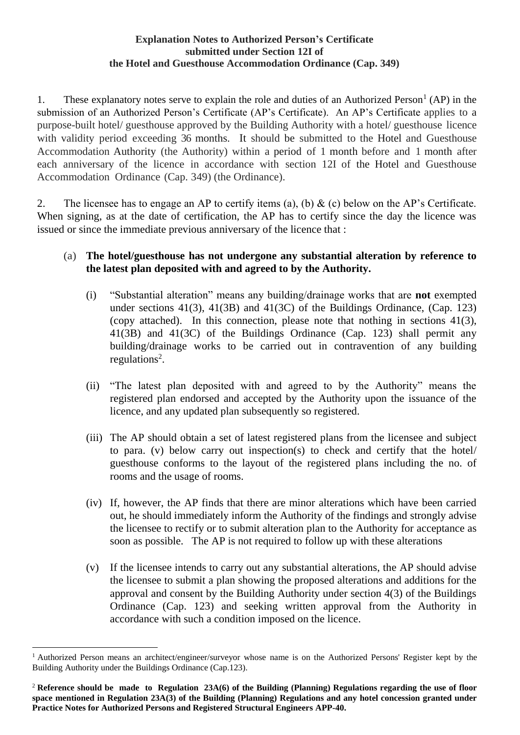**Explanation Notes to Authorized Person's Certificate submitted under Section 12I of the Hotel and Guesthouse Accommodation Ordinance (Cap. 349)**

1. These explanatory notes serve to explain the role and duties of an Authorized Person[1] (AP) in the submission of an Authorized Person's Certificate (AP's Certificate). An AP's Certificate applies to a purpose-built hotel/ guesthouse approved by the Building Authority with a hotel/ guesthouse licence with validity period exceeding 36 months. It should be submitted to the Hotel and Guesthouse Accommodation Authority (the Authority) within a period of 1 month before and 1 month after each anniversary of the licence in accordance with section 12I of the Hotel and Guesthouse Accommodation Ordinance (Cap. 349) (the Ordinance).

2. The licensee has to engage an AP to certify items (a), (b) & (c) below on the AP's Certificate. When signing, as at the date of certification, the AP has to certify since the day the licence was issued or since the immediate previous anniversary of the licence that :

(a) **The hotel/guesthouse has not undergone any substantial alteration by reference to the latest plan deposited with and agreed to by the Authority.**

(i) "Substantial alteration" means any building/drainage works that are **not** exempted under sections 41(3), 41(3B) and 41(3C) of the Buildings Ordinance, (Cap. 123) (copy attached). In this connection, please note that nothing in sections 41(3), 41(3B) and 41(3C) of the Buildings Ordinance (Cap. 123) shall permit any building/drainage works to be carried out in contravention of any building regulations[2].

(ii) "The latest plan deposited with and agreed to by the Authority" means the registered plan endorsed and accepted by the Authority upon the issuance of the licence, and any updated plan subsequently so registered.

(iii) The AP should obtain a set of latest registered plans from the licensee and subject to para. (v) below carry out inspection(s) to check and certify that the hotel/ guesthouse conforms to the layout of the registered plans including the no. of rooms and the usage of rooms.

(iv) If, however, the AP finds that there are minor alterations which have been carried out, he should immediately inform the Authority of the findings and strongly advise the licensee to rectify or to submit alteration plan to the Authority for acceptance as soon as possible. The AP is not required to follow up with these alterations

(v) If the licensee intends to carry out any substantial alterations, the AP should advise the licensee to submit a plan showing the proposed alterations and additions for the approval and consent by the Building Authority under section 4(3) of the Buildings Ordinance (Cap. 123) and seeking written approval from the Authority in accordance with such a condition imposed on the licence.

---

[1] Authorized Person means an architect/engineer/surveyor whose name is on the Authorized Persons' Register kept by the Building Authority under the Buildings Ordinance (Cap.123).

[2] **Reference should be made to Regulation 23A(6) of the Building (Planning) Regulations regarding the use of floor space mentioned in Regulation 23A(3) of the Building (Planning) Regulations and any hotel concession granted under Practice Notes for Authorized Persons and Registered Structural Engineers APP-40.**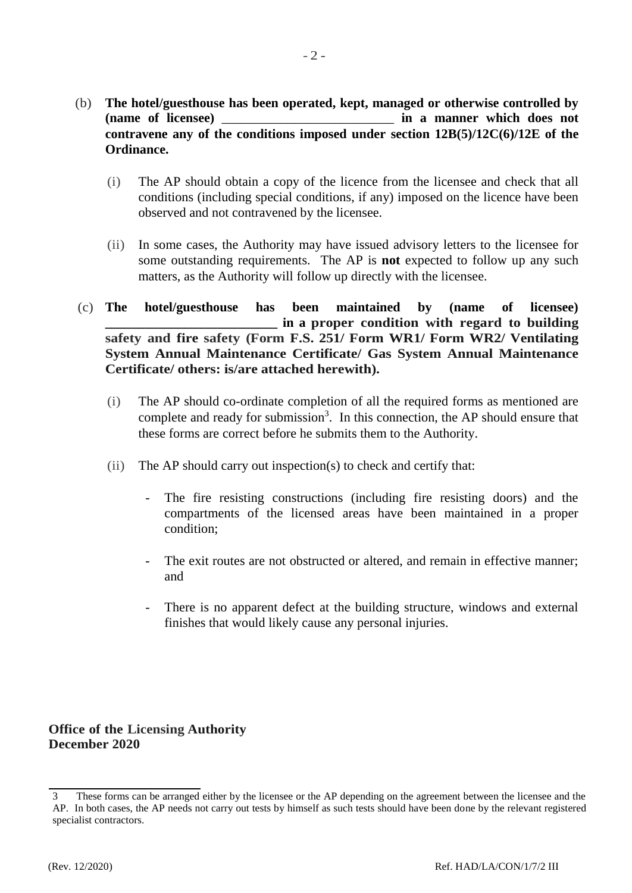(b) **The hotel/guesthouse has been operated, kept, managed or otherwise controlled by (name of licensee) __________________________ in a manner which does not contravene any of the conditions imposed under section 12B(5)/12C(6)/12E of the Ordinance.**

(i) The AP should obtain a copy of the licence from the licensee and check that all conditions (including special conditions, if any) imposed on the licence have been observed and not contravened by the licensee.

(ii) In some cases, the Authority may have issued advisory letters to the licensee for some outstanding requirements. The AP is **not** expected to follow up any such matters, as the Authority will follow up directly with the licensee.

(c) **The hotel/guesthouse has been maintained by (name of licensee) __________________________ in a proper condition with regard to building safety and fire safety (Form F.S. 251/ Form WR1/ Form WR2/ Ventilating System Annual Maintenance Certificate/ Gas System Annual Maintenance Certificate/ others: is/are attached herewith).**

(i) The AP should co-ordinate completion of all the required forms as mentioned are complete and ready for submission[3]. In this connection, the AP should ensure that these forms are correct before he submits them to the Authority.

(ii) The AP should carry out inspection(s) to check and certify that:

- The fire resisting constructions (including fire resisting doors) and the compartments of the licensed areas have been maintained in a proper condition;

- The exit routes are not obstructed or altered, and remain in effective manner; and

- There is no apparent defect at the building structure, windows and external finishes that would likely cause any personal injuries.

**Office of the Licensing Authority**
**December 2020**

---

3 These forms can be arranged either by the licensee or the AP depending on the agreement between the licensee and the AP. In both cases, the AP needs not carry out tests by himself as such tests should have been done by the relevant registered specialist contractors.

(Rev. 12/2020) Ref. HAD/LA/CON/1/7/2 III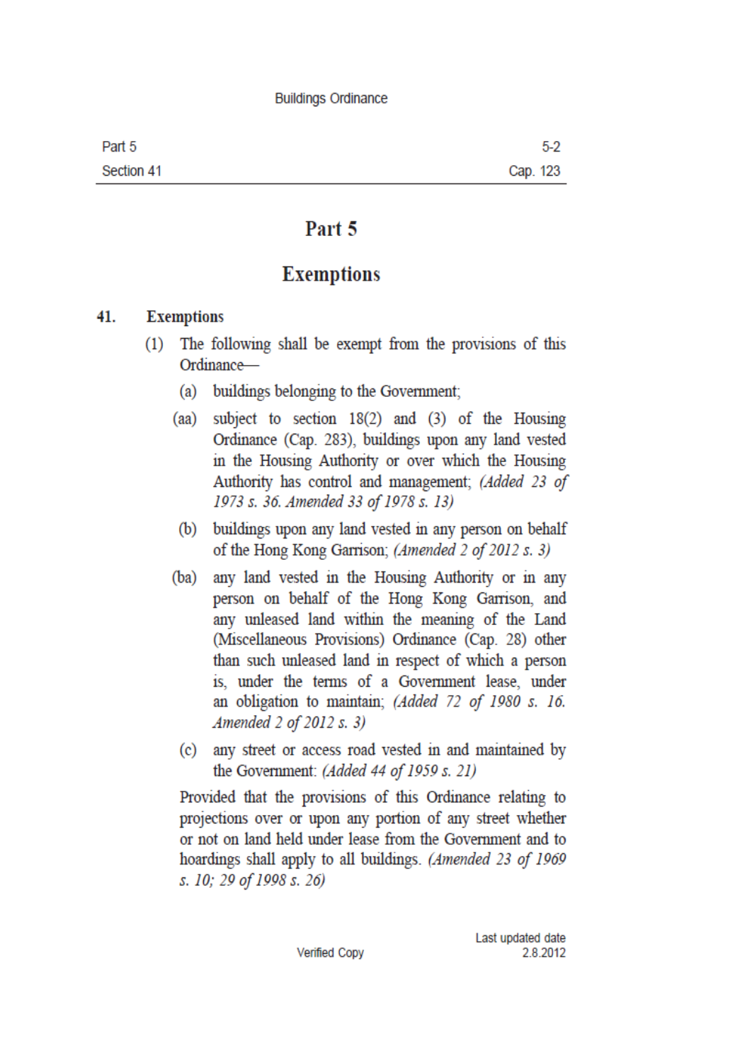# Part 5

## Exemptions

### 41. Exemptions

(1) The following shall be exempt from the provisions of this Ordinance—

(a) buildings belonging to the Government;

(aa) subject to section 18(2) and (3) of the Housing Ordinance (Cap. 283), buildings upon any land vested in the Housing Authority or over which the Housing Authority has control and management; *(Added 23 of 1973 s. 36. Amended 33 of 1978 s. 13)*

(b) buildings upon any land vested in any person on behalf of the Hong Kong Garrison; *(Amended 2 of 2012 s. 3)*

(ba) any land vested in the Housing Authority or in any person on behalf of the Hong Kong Garrison, and any unleased land within the meaning of the Land (Miscellaneous Provisions) Ordinance (Cap. 28) other than such unleased land in respect of which a person is, under the terms of a Government lease, under an obligation to maintain; *(Added 72 of 1980 s. 16. Amended 2 of 2012 s. 3)*

(c) any street or access road vested in and maintained by the Government: *(Added 44 of 1959 s. 21)*

Provided that the provisions of this Ordinance relating to projections over or upon any portion of any street whether or not on land held under lease from the Government and to hoardings shall apply to all buildings. *(Amended 23 of 1969 s. 10; 29 of 1998 s. 26)*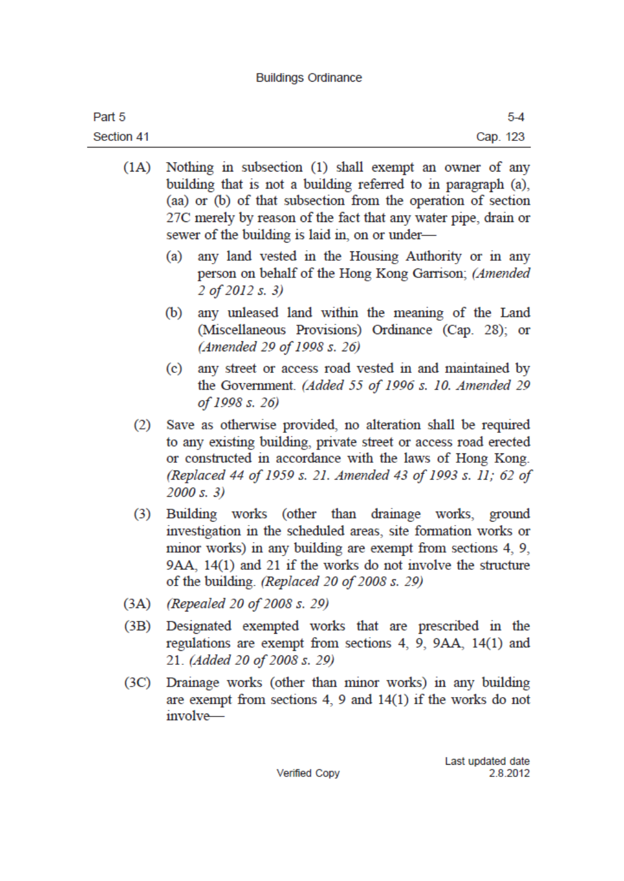(1A) Nothing in subsection (1) shall exempt an owner of any building that is not a building referred to in paragraph (a), (aa) or (b) of that subsection from the operation of section 27C merely by reason of the fact that any water pipe, drain or sewer of the building is laid in, on or under—

(a) any land vested in the Housing Authority or in any person on behalf of the Hong Kong Garrison; *(Amended 2 of 2012 s. 3)*

(b) any unleased land within the meaning of the Land (Miscellaneous Provisions) Ordinance (Cap. 28); or *(Amended 29 of 1998 s. 26)*

(c) any street or access road vested in and maintained by the Government. *(Added 55 of 1996 s. 10. Amended 29 of 1998 s. 26)*

(2) Save as otherwise provided, no alteration shall be required to any existing building, private street or access road erected or constructed in accordance with the laws of Hong Kong. *(Replaced 44 of 1959 s. 21. Amended 43 of 1993 s. 11; 62 of 2000 s. 3)*

(3) Building works (other than drainage works, ground investigation in the scheduled areas, site formation works or minor works) in any building are exempt from sections 4, 9, 9AA, 14(1) and 21 if the works do not involve the structure of the building. *(Replaced 20 of 2008 s. 29)*

(3A) *(Repealed 20 of 2008 s. 29)*

(3B) Designated exempted works that are prescribed in the regulations are exempt from sections 4, 9, 9AA, 14(1) and 21. *(Added 20 of 2008 s. 29)*

(3C) Drainage works (other than minor works) in any building are exempt from sections 4, 9 and 14(1) if the works do not involve—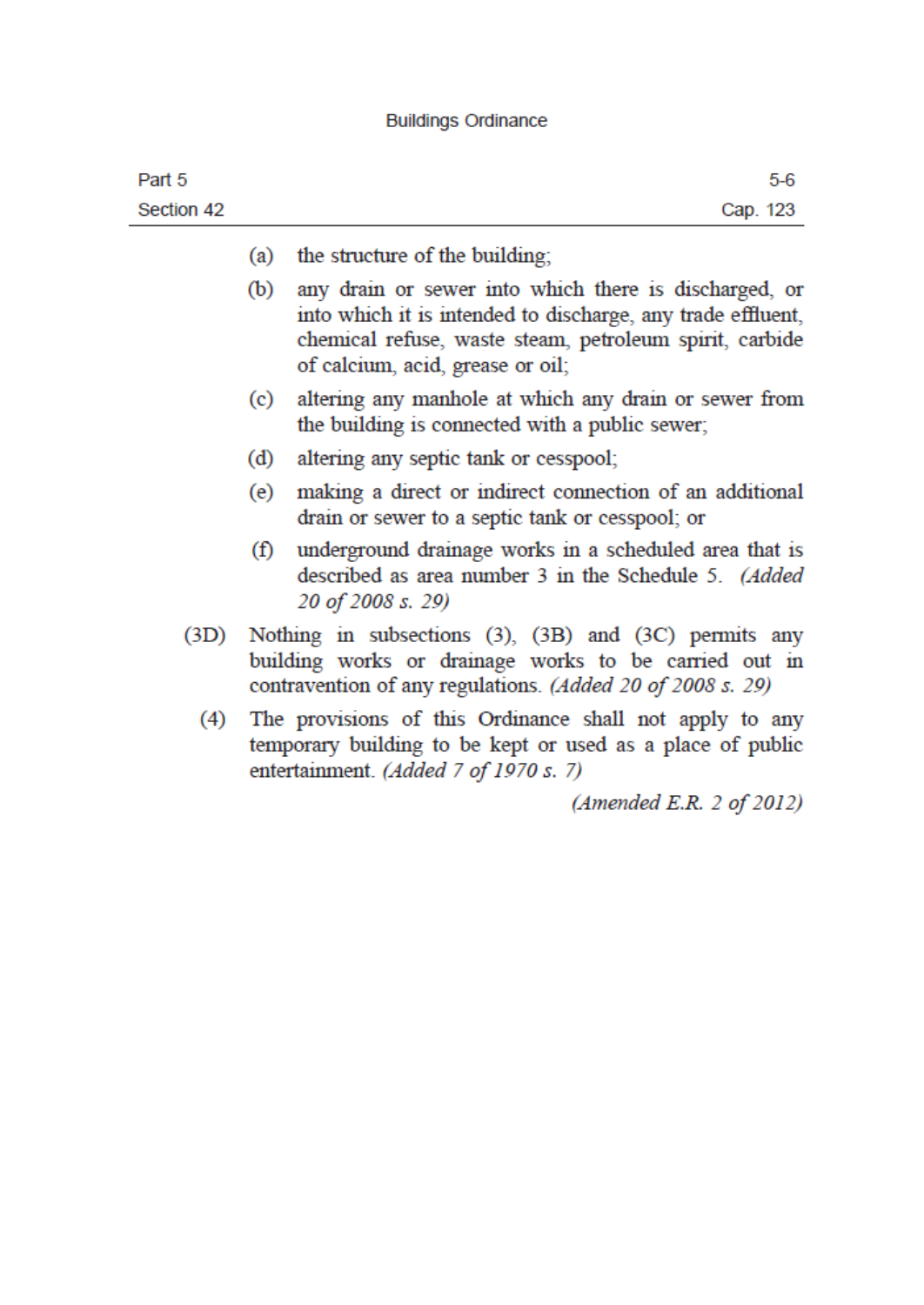(a) the structure of the building;

(b) any drain or sewer into which there is discharged, or into which it is intended to discharge, any trade effluent, chemical refuse, waste steam, petroleum spirit, carbide of calcium, acid, grease or oil;

(c) altering any manhole at which any drain or sewer from the building is connected with a public sewer;

(d) altering any septic tank or cesspool;

(e) making a direct or indirect connection of an additional drain or sewer to a septic tank or cesspool; or

(f) underground drainage works in a scheduled area that is described as area number 3 in the Schedule 5. *(Added 20 of 2008 s. 29)*

(3D) Nothing in subsections (3), (3B) and (3C) permits any building works or drainage works to be carried out in contravention of any regulations. *(Added 20 of 2008 s. 29)*

(4) The provisions of this Ordinance shall not apply to any temporary building to be kept or used as a place of public entertainment. *(Added 7 of 1970 s. 7)*

*(Amended E.R. 2 of 2012)*